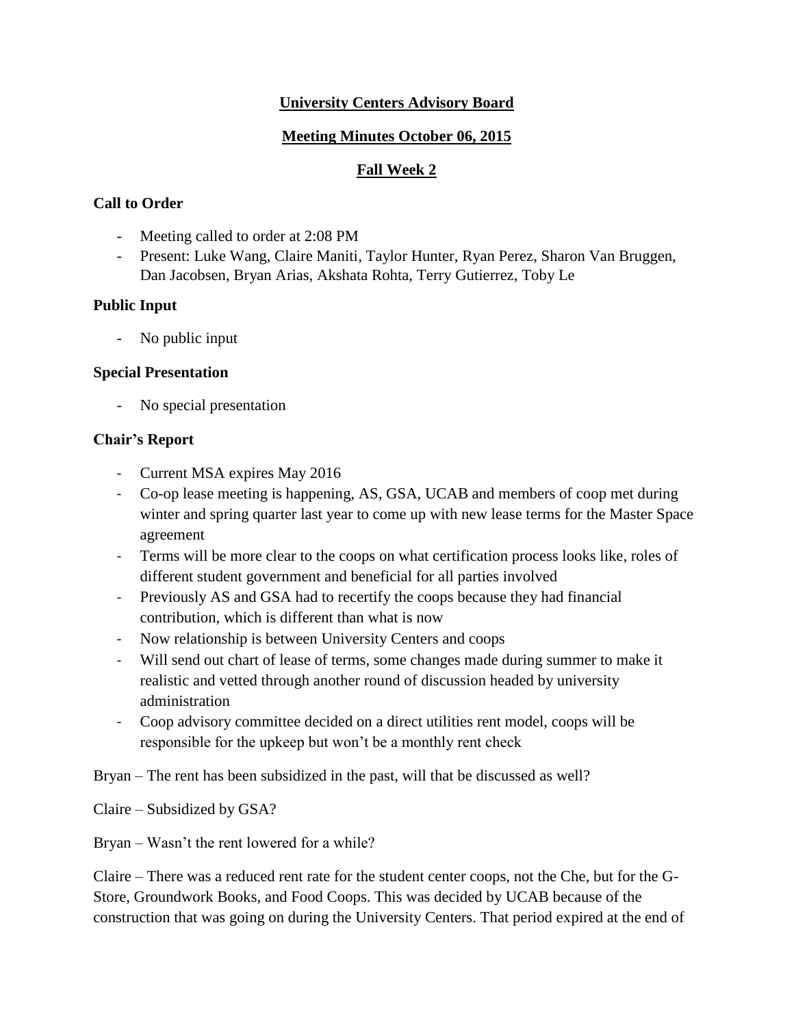# University Centers Advisory Board

## Meeting Minutes October 06, 2015

## Fall Week 2

### Call to Order

- Meeting called to order at 2:08 PM
- Present: Luke Wang, Claire Maniti, Taylor Hunter, Ryan Perez, Sharon Van Bruggen, Dan Jacobsen, Bryan Arias, Akshata Rohta, Terry Gutierrez, Toby Le

### Public Input

- No public input

### Special Presentation

- No special presentation

### Chair's Report

- Current MSA expires May 2016
- Co-op lease meeting is happening, AS, GSA, UCAB and members of coop met during winter and spring quarter last year to come up with new lease terms for the Master Space agreement
- Terms will be more clear to the coops on what certification process looks like, roles of different student government and beneficial for all parties involved
- Previously AS and GSA had to recertify the coops because they had financial contribution, which is different than what is now
- Now relationship is between University Centers and coops
- Will send out chart of lease of terms, some changes made during summer to make it realistic and vetted through another round of discussion headed by university administration
- Coop advisory committee decided on a direct utilities rent model, coops will be responsible for the upkeep but won't be a monthly rent check

Bryan – The rent has been subsidized in the past, will that be discussed as well?

Claire – Subsidized by GSA?

Bryan – Wasn't the rent lowered for a while?

Claire – There was a reduced rent rate for the student center coops, not the Che, but for the G-Store, Groundwork Books, and Food Coops. This was decided by UCAB because of the construction that was going on during the University Centers. That period expired at the end of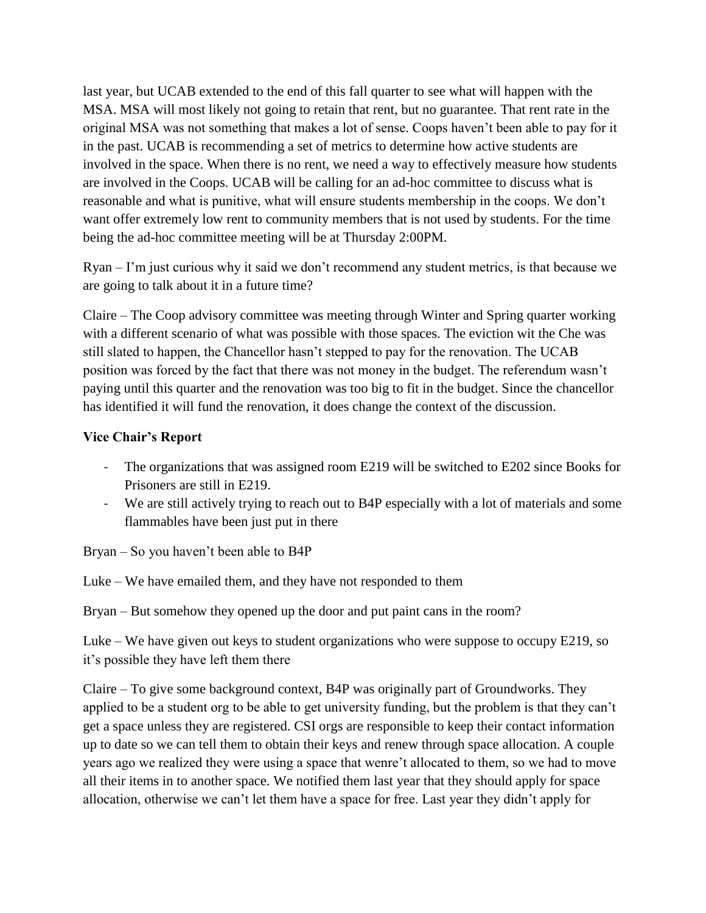last year, but UCAB extended to the end of this fall quarter to see what will happen with the MSA. MSA will most likely not going to retain that rent, but no guarantee. That rent rate in the original MSA was not something that makes a lot of sense. Coops haven't been able to pay for it in the past. UCAB is recommending a set of metrics to determine how active students are involved in the space. When there is no rent, we need a way to effectively measure how students are involved in the Coops. UCAB will be calling for an ad-hoc committee to discuss what is reasonable and what is punitive, what will ensure students membership in the coops. We don't want offer extremely low rent to community members that is not used by students. For the time being the ad-hoc committee meeting will be at Thursday 2:00PM.

Ryan – I'm just curious why it said we don't recommend any student metrics, is that because we are going to talk about it in a future time?

Claire – The Coop advisory committee was meeting through Winter and Spring quarter working with a different scenario of what was possible with those spaces. The eviction wit the Che was still slated to happen, the Chancellor hasn't stepped to pay for the renovation. The UCAB position was forced by the fact that there was not money in the budget. The referendum wasn't paying until this quarter and the renovation was too big to fit in the budget. Since the chancellor has identified it will fund the renovation, it does change the context of the discussion.

**Vice Chair's Report**

- The organizations that was assigned room E219 will be switched to E202 since Books for Prisoners are still in E219.
- We are still actively trying to reach out to B4P especially with a lot of materials and some flammables have been just put in there

Bryan – So you haven't been able to B4P

Luke – We have emailed them, and they have not responded to them

Bryan – But somehow they opened up the door and put paint cans in the room?

Luke – We have given out keys to student organizations who were suppose to occupy E219, so it's possible they have left them there

Claire – To give some background context, B4P was originally part of Groundworks. They applied to be a student org to be able to get university funding, but the problem is that they can't get a space unless they are registered. CSI orgs are responsible to keep their contact information up to date so we can tell them to obtain their keys and renew through space allocation. A couple years ago we realized they were using a space that wenre't allocated to them, so we had to move all their items in to another space. We notified them last year that they should apply for space allocation, otherwise we can't let them have a space for free. Last year they didn't apply for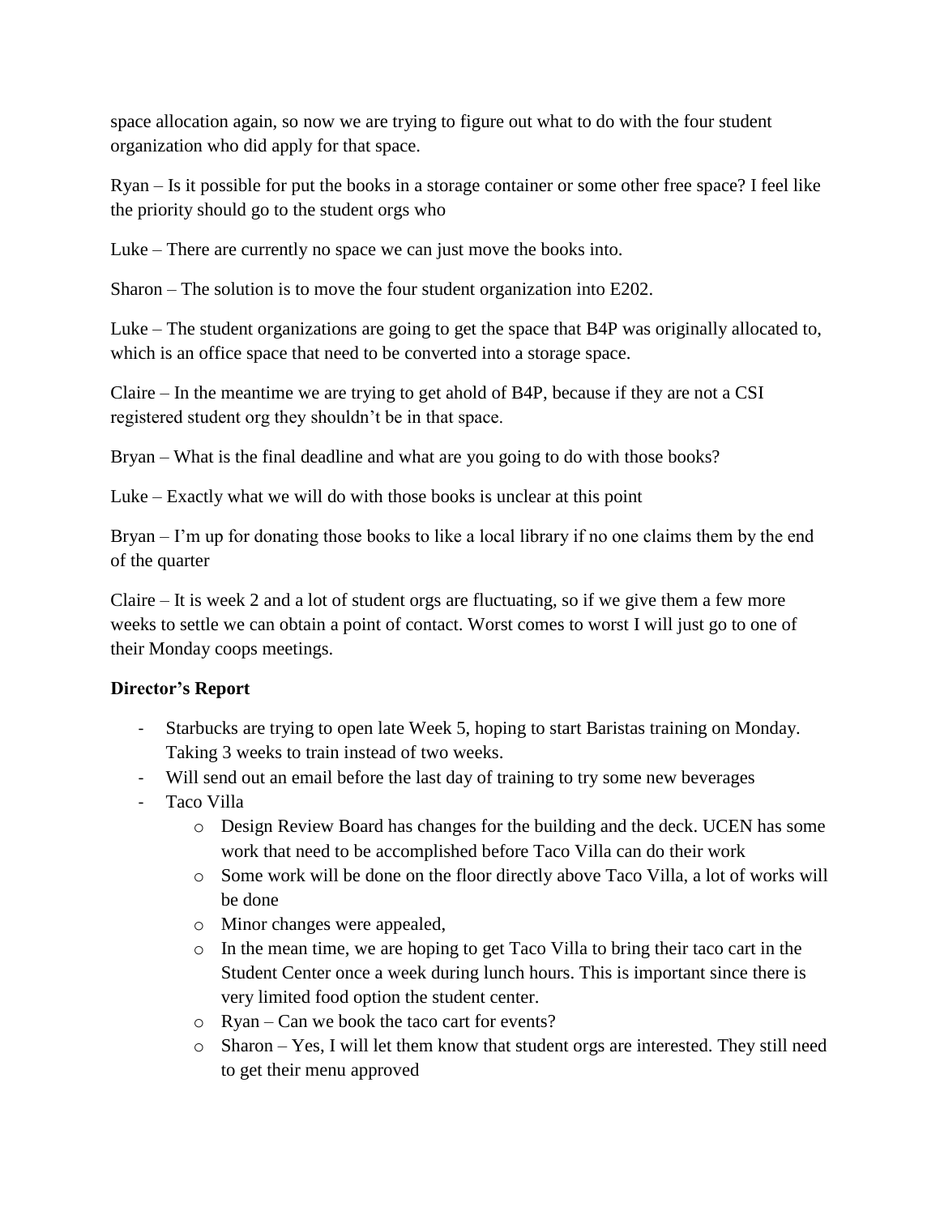space allocation again, so now we are trying to figure out what to do with the four student organization who did apply for that space.

Ryan – Is it possible for put the books in a storage container or some other free space? I feel like the priority should go to the student orgs who

Luke – There are currently no space we can just move the books into.

Sharon – The solution is to move the four student organization into E202.

Luke – The student organizations are going to get the space that B4P was originally allocated to, which is an office space that need to be converted into a storage space.

Claire – In the meantime we are trying to get ahold of B4P, because if they are not a CSI registered student org they shouldn't be in that space.

Bryan – What is the final deadline and what are you going to do with those books?

Luke – Exactly what we will do with those books is unclear at this point

Bryan – I'm up for donating those books to like a local library if no one claims them by the end of the quarter

Claire – It is week 2 and a lot of student orgs are fluctuating, so if we give them a few more weeks to settle we can obtain a point of contact. Worst comes to worst I will just go to one of their Monday coops meetings.

**Director's Report**

- Starbucks are trying to open late Week 5, hoping to start Baristas training on Monday. Taking 3 weeks to train instead of two weeks.
- Will send out an email before the last day of training to try some new beverages
- Taco Villa
    - Design Review Board has changes for the building and the deck. UCEN has some work that need to be accomplished before Taco Villa can do their work
    - Some work will be done on the floor directly above Taco Villa, a lot of works will be done
    - Minor changes were appealed,
    - In the mean time, we are hoping to get Taco Villa to bring their taco cart in the Student Center once a week during lunch hours. This is important since there is very limited food option the student center.
    - Ryan – Can we book the taco cart for events?
    - Sharon – Yes, I will let them know that student orgs are interested. They still need to get their menu approved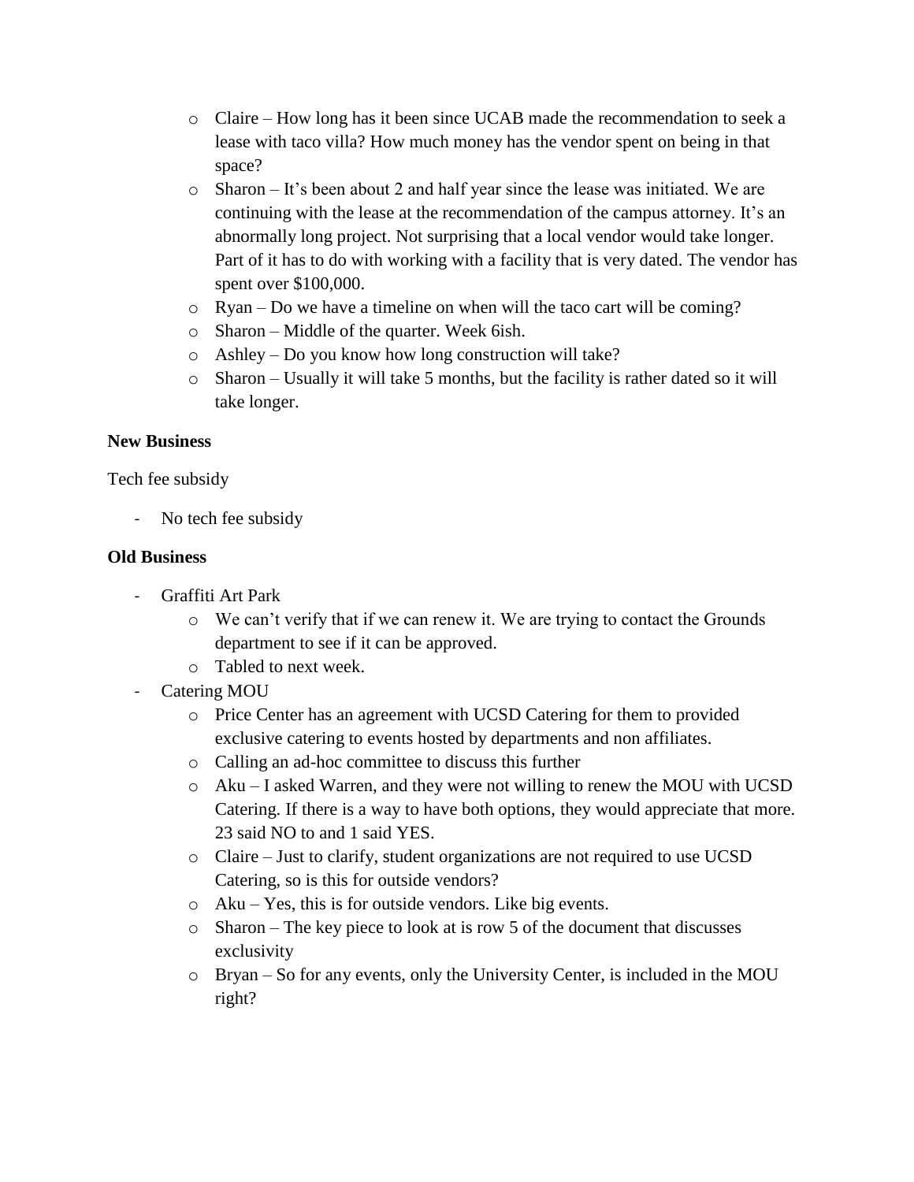- Claire – How long has it been since UCAB made the recommendation to seek a lease with taco villa? How much money has the vendor spent on being in that space?
- Sharon – It's been about 2 and half year since the lease was initiated. We are continuing with the lease at the recommendation of the campus attorney. It's an abnormally long project. Not surprising that a local vendor would take longer. Part of it has to do with working with a facility that is very dated. The vendor has spent over $100,000.
- Ryan – Do we have a timeline on when will the taco cart will be coming?
- Sharon – Middle of the quarter. Week 6ish.
- Ashley – Do you know how long construction will take?
- Sharon – Usually it will take 5 months, but the facility is rather dated so it will take longer.

**New Business**

Tech fee subsidy

- No tech fee subsidy

**Old Business**

- Graffiti Art Park
  - We can't verify that if we can renew it. We are trying to contact the Grounds department to see if it can be approved.
  - Tabled to next week.
- Catering MOU
  - Price Center has an agreement with UCSD Catering for them to provided exclusive catering to events hosted by departments and non affiliates.
  - Calling an ad-hoc committee to discuss this further
  - Aku – I asked Warren, and they were not willing to renew the MOU with UCSD Catering. If there is a way to have both options, they would appreciate that more. 23 said NO to and 1 said YES.
  - Claire – Just to clarify, student organizations are not required to use UCSD Catering, so is this for outside vendors?
  - Aku – Yes, this is for outside vendors. Like big events.
  - Sharon – The key piece to look at is row 5 of the document that discusses exclusivity
  - Bryan – So for any events, only the University Center, is included in the MOU right?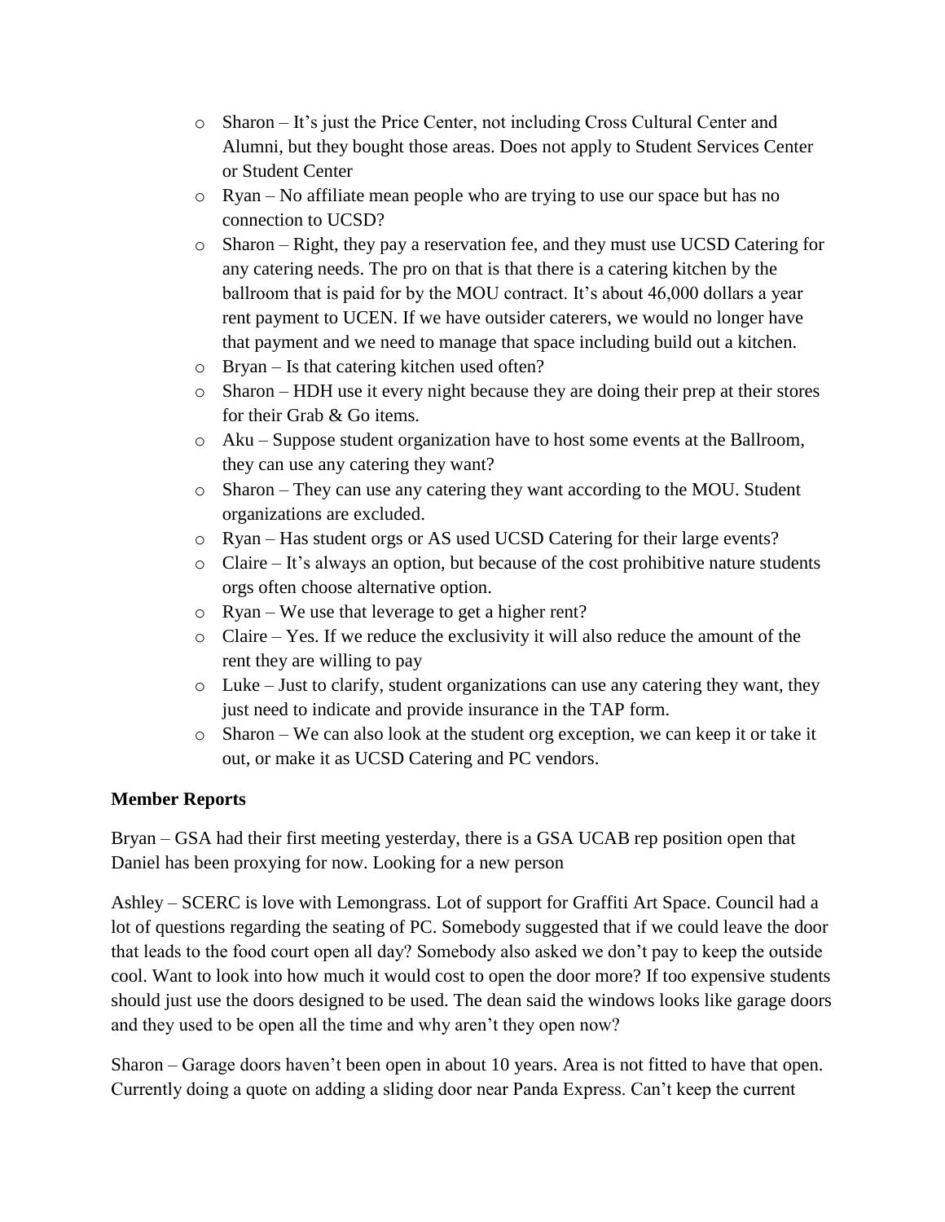- Sharon – It's just the Price Center, not including Cross Cultural Center and Alumni, but they bought those areas. Does not apply to Student Services Center or Student Center
- Ryan – No affiliate mean people who are trying to use our space but has no connection to UCSD?
- Sharon – Right, they pay a reservation fee, and they must use UCSD Catering for any catering needs. The pro on that is that there is a catering kitchen by the ballroom that is paid for by the MOU contract. It's about 46,000 dollars a year rent payment to UCEN. If we have outsider caterers, we would no longer have that payment and we need to manage that space including build out a kitchen.
- Bryan – Is that catering kitchen used often?
- Sharon – HDH use it every night because they are doing their prep at their stores for their Grab & Go items.
- Aku – Suppose student organization have to host some events at the Ballroom, they can use any catering they want?
- Sharon – They can use any catering they want according to the MOU. Student organizations are excluded.
- Ryan – Has student orgs or AS used UCSD Catering for their large events?
- Claire – It's always an option, but because of the cost prohibitive nature students orgs often choose alternative option.
- Ryan – We use that leverage to get a higher rent?
- Claire – Yes. If we reduce the exclusivity it will also reduce the amount of the rent they are willing to pay
- Luke – Just to clarify, student organizations can use any catering they want, they just need to indicate and provide insurance in the TAP form.
- Sharon – We can also look at the student org exception, we can keep it or take it out, or make it as UCSD Catering and PC vendors.

**Member Reports**

Bryan – GSA had their first meeting yesterday, there is a GSA UCAB rep position open that Daniel has been proxying for now. Looking for a new person

Ashley – SCERC is love with Lemongrass. Lot of support for Graffiti Art Space. Council had a lot of questions regarding the seating of PC. Somebody suggested that if we could leave the door that leads to the food court open all day? Somebody also asked we don't pay to keep the outside cool. Want to look into how much it would cost to open the door more? If too expensive students should just use the doors designed to be used. The dean said the windows looks like garage doors and they used to be open all the time and why aren't they open now?

Sharon – Garage doors haven't been open in about 10 years. Area is not fitted to have that open. Currently doing a quote on adding a sliding door near Panda Express. Can't keep the current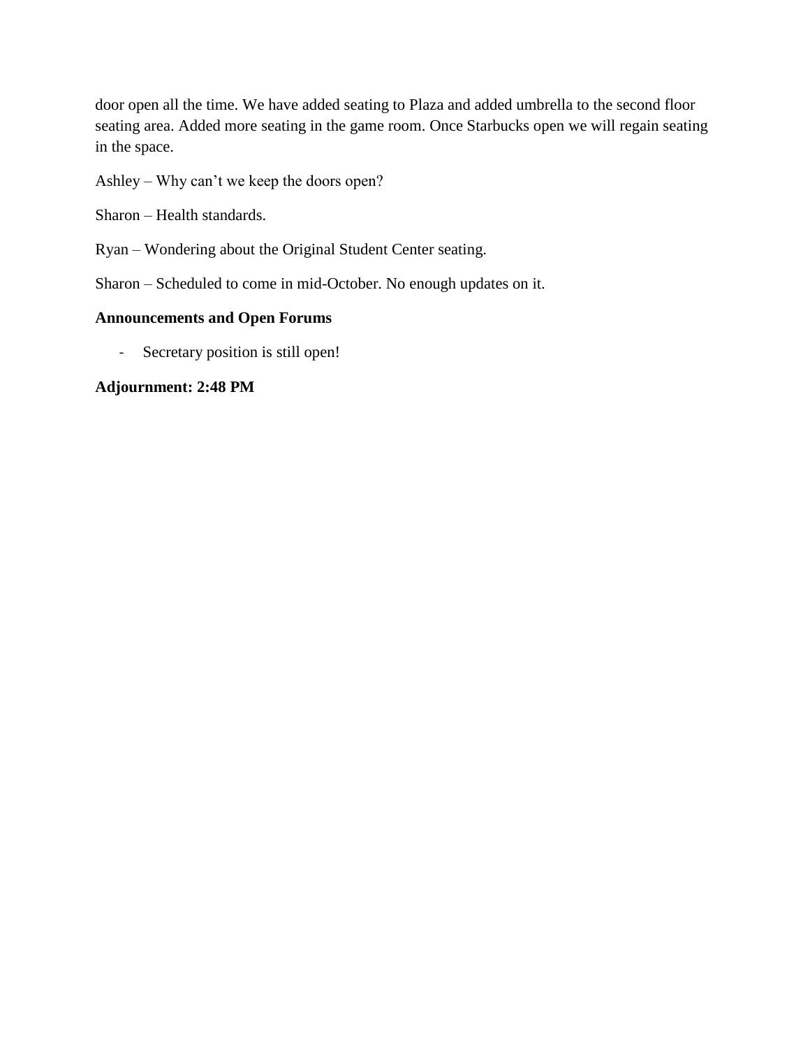door open all the time. We have added seating to Plaza and added umbrella to the second floor seating area. Added more seating in the game room. Once Starbucks open we will regain seating in the space.

Ashley – Why can't we keep the doors open?

Sharon – Health standards.

Ryan – Wondering about the Original Student Center seating.

Sharon – Scheduled to come in mid-October. No enough updates on it.

**Announcements and Open Forums**

- Secretary position is still open!

**Adjournment: 2:48 PM**